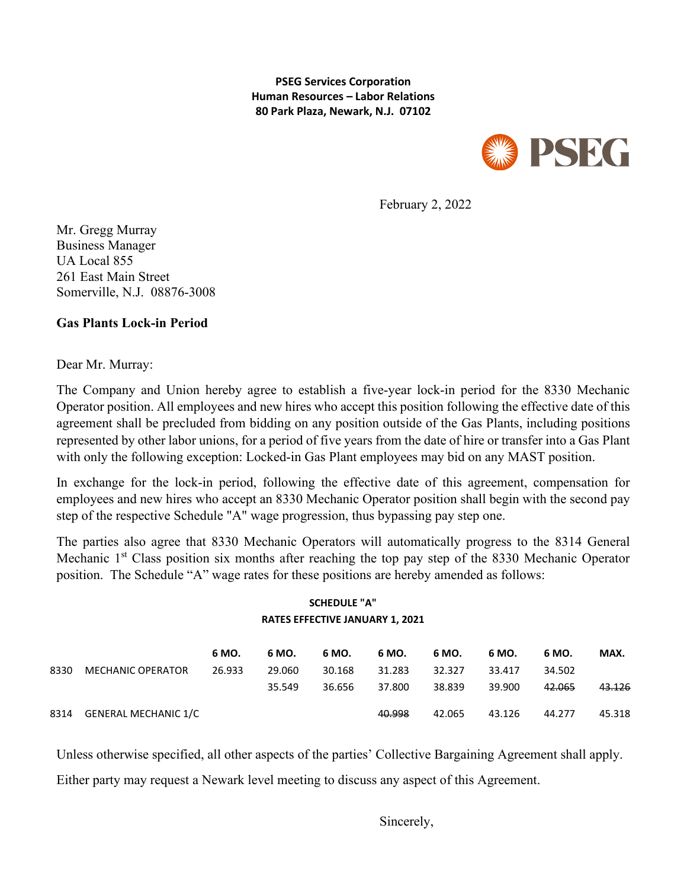**PSEG Services Corporation**
**Human Resources – Labor Relations**
**80 Park Plaza, Newark, N.J. 07102**

February 2, 2022

Mr. Gregg Murray
Business Manager
UA Local 855
261 East Main Street
Somerville, N.J. 08876-3008

**Gas Plants Lock-in Period**

Dear Mr. Murray:

The Company and Union hereby agree to establish a five-year lock-in period for the 8330 Mechanic Operator position. All employees and new hires who accept this position following the effective date of this agreement shall be precluded from bidding on any position outside of the Gas Plants, including positions represented by other labor unions, for a period of five years from the date of hire or transfer into a Gas Plant with only the following exception: Locked-in Gas Plant employees may bid on any MAST position.

In exchange for the lock-in period, following the effective date of this agreement, compensation for employees and new hires who accept an 8330 Mechanic Operator position shall begin with the second pay step of the respective Schedule "A" wage progression, thus bypassing pay step one.

The parties also agree that 8330 Mechanic Operators will automatically progress to the 8314 General Mechanic 1st Class position six months after reaching the top pay step of the 8330 Mechanic Operator position. The Schedule "A" wage rates for these positions are hereby amended as follows:

**SCHEDULE "A"**
**RATES EFFECTIVE JANUARY 1, 2021**

| | | 6 MO. | 6 MO. | 6 MO. | 6 MO. | 6 MO. | 6 MO. | 6 MO. | MAX. |
|---|---|---|---|---|---|---|---|---|---|
| 8330 | MECHANIC OPERATOR | 26.933 | 29.060 | 30.168 | 31.283 | 32.327 | 33.417 | 34.502 | |
| | | | 35.549 | 36.656 | 37.800 | 38.839 | 39.900 | ~~42.065~~ | ~~43.126~~ |
| 8314 | GENERAL MECHANIC 1/C | | | | ~~40.998~~ | 42.065 | 43.126 | 44.277 | 45.318 |

Unless otherwise specified, all other aspects of the parties' Collective Bargaining Agreement shall apply.

Either party may request a Newark level meeting to discuss any aspect of this Agreement.

Sincerely,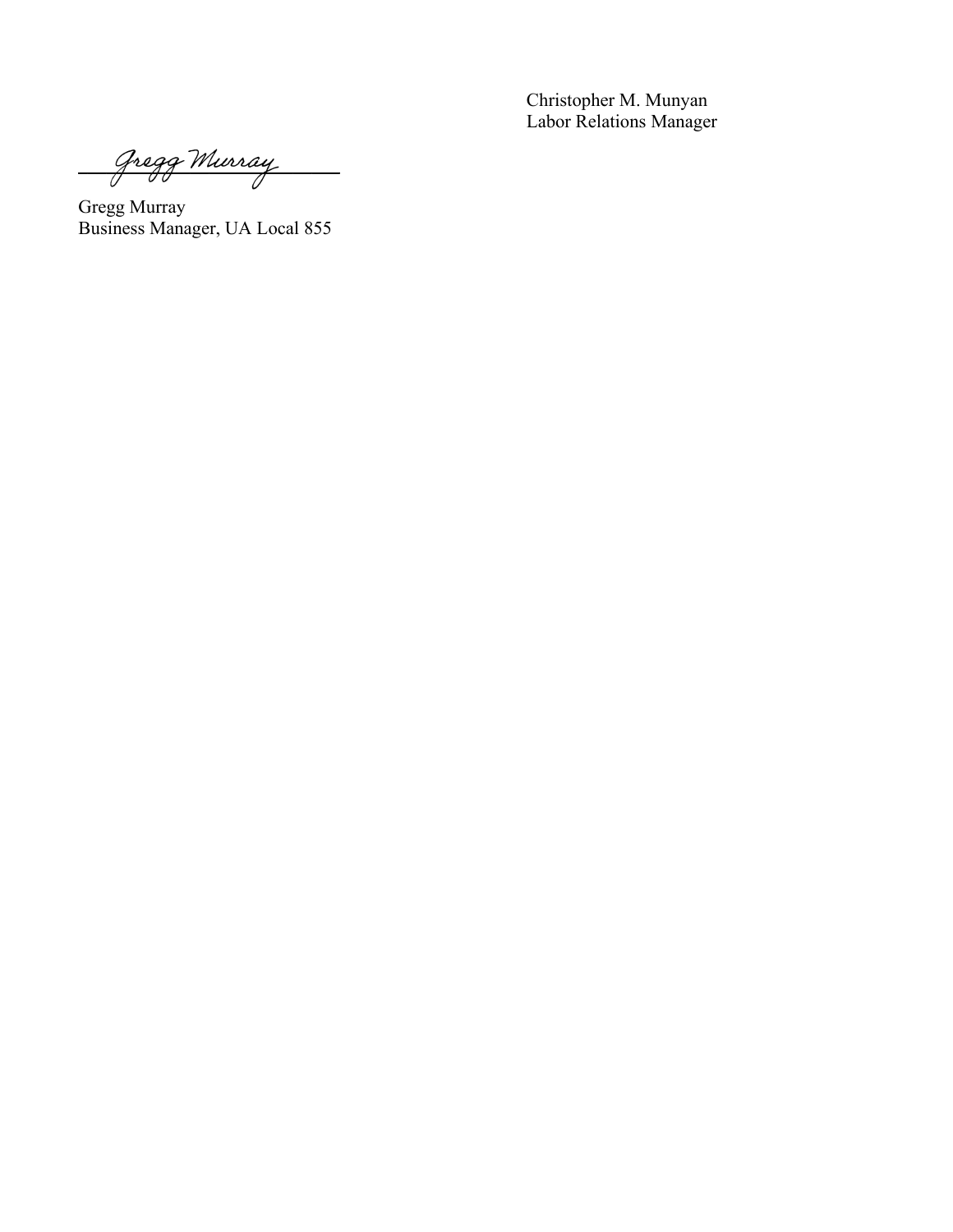Christopher M. Munyan
Labor Relations Manager

Gregg Murray
\_\_\_\_\_\_\_\_\_\_\_\_\_\_\_\_\_\_\_\_\_\_\_\_\_\_\_\_
Gregg Murray
Business Manager, UA Local 855